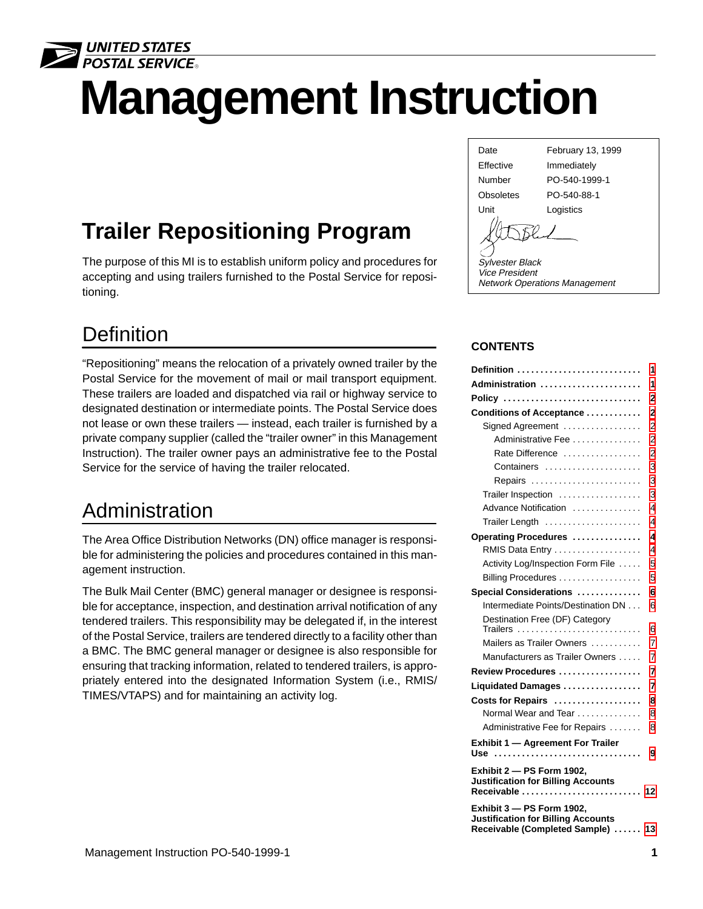UNITED STATES POSTAL SERVICE

# Management Instruction

| | |
|---|---|
| Date | February 13, 1999 |
| Effective | Immediately |
| Number | PO-540-1999-1 |
| Obsoletes | PO-540-88-1 |
| Unit | Logistics |

*Sylvester Black*
*Vice President*
*Network Operations Management*

## Trailer Repositioning Program

The purpose of this MI is to establish uniform policy and procedures for accepting and using trailers furnished to the Postal Service for repositioning.

## Definition

"Repositioning" means the relocation of a privately owned trailer by the Postal Service for the movement of mail or mail transport equipment. These trailers are loaded and dispatched via rail or highway service to designated destination or intermediate points. The Postal Service does not lease or own these trailers — instead, each trailer is furnished by a private company supplier (called the "trailer owner" in this Management Instruction). The trailer owner pays an administrative fee to the Postal Service for the service of having the trailer relocated.

## Administration

The Area Office Distribution Networks (DN) office manager is responsible for administering the policies and procedures contained in this management instruction.

The Bulk Mail Center (BMC) general manager or designee is responsible for acceptance, inspection, and destination arrival notification of any tendered trailers. This responsibility may be delegated if, in the interest of the Postal Service, trailers are tendered directly to a facility other than a BMC. The BMC general manager or designee is also responsible for ensuring that tracking information, related to tendered trailers, is appropriately entered into the designated Information System (i.e., RMIS/TIMES/VTAPS) and for maintaining an activity log.

### CONTENTS

- **Definition** ..... 1
- **Administration** ..... 1
- **Policy** ..... 2
- **Conditions of Acceptance** ..... 2
  - Signed Agreement ..... 2
    - Administrative Fee ..... 2
    - Rate Difference ..... 2
    - Containers ..... 3
    - Repairs ..... 3
  - Trailer Inspection ..... 3
  - Advance Notification ..... 4
  - Trailer Length ..... 4
- **Operating Procedures** ..... 4
  - RMIS Data Entry ..... 4
  - Activity Log/Inspection Form File ..... 5
  - Billing Procedures ..... 5
- **Special Considerations** ..... 6
  - Intermediate Points/Destination DN ..... 6
  - Destination Free (DF) Category Trailers ..... 6
  - Mailers as Trailer Owners ..... 7
  - Manufacturers as Trailer Owners ..... 7
- **Review Procedures** ..... 7
- **Liquidated Damages** ..... 7
- **Costs for Repairs** ..... 8
  - Normal Wear and Tear ..... 8
  - Administrative Fee for Repairs ..... 8
- **Exhibit 1 — Agreement For Trailer Use** ..... 9
- **Exhibit 2 — PS Form 1902, Justification for Billing Accounts Receivable** ..... 12
- **Exhibit 3 — PS Form 1902, Justification for Billing Accounts Receivable (Completed Sample)** ..... 13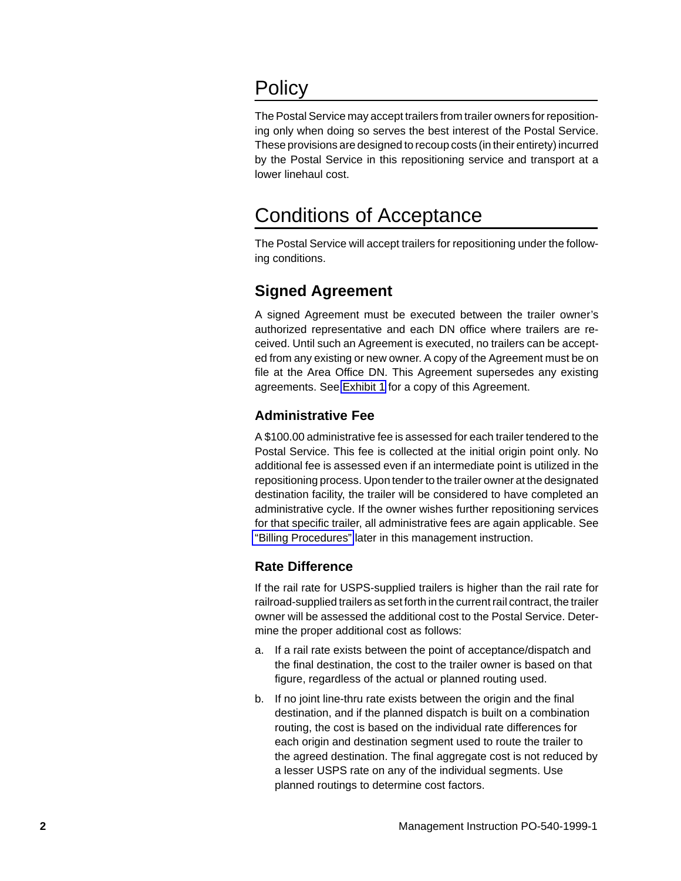# Policy

The Postal Service may accept trailers from trailer owners for repositioning only when doing so serves the best interest of the Postal Service. These provisions are designed to recoup costs (in their entirety) incurred by the Postal Service in this repositioning service and transport at a lower linehaul cost.

# Conditions of Acceptance

The Postal Service will accept trailers for repositioning under the following conditions.

## Signed Agreement

A signed Agreement must be executed between the trailer owner's authorized representative and each DN office where trailers are received. Until such an Agreement is executed, no trailers can be accepted from any existing or new owner. A copy of the Agreement must be on file at the Area Office DN. This Agreement supersedes any existing agreements. See Exhibit 1 for a copy of this Agreement.

### Administrative Fee

A $100.00 administrative fee is assessed for each trailer tendered to the Postal Service. This fee is collected at the initial origin point only. No additional fee is assessed even if an intermediate point is utilized in the repositioning process. Upon tender to the trailer owner at the designated destination facility, the trailer will be considered to have completed an administrative cycle. If the owner wishes further repositioning services for that specific trailer, all administrative fees are again applicable. See "Billing Procedures" later in this management instruction.

### Rate Difference

If the rail rate for USPS-supplied trailers is higher than the rail rate for railroad-supplied trailers as set forth in the current rail contract, the trailer owner will be assessed the additional cost to the Postal Service. Determine the proper additional cost as follows:

a. If a rail rate exists between the point of acceptance/dispatch and the final destination, the cost to the trailer owner is based on that figure, regardless of the actual or planned routing used.

b. If no joint line-thru rate exists between the origin and the final destination, and if the planned dispatch is built on a combination routing, the cost is based on the individual rate differences for each origin and destination segment used to route the trailer to the agreed destination. The final aggregate cost is not reduced by a lesser USPS rate on any of the individual segments. Use planned routings to determine cost factors.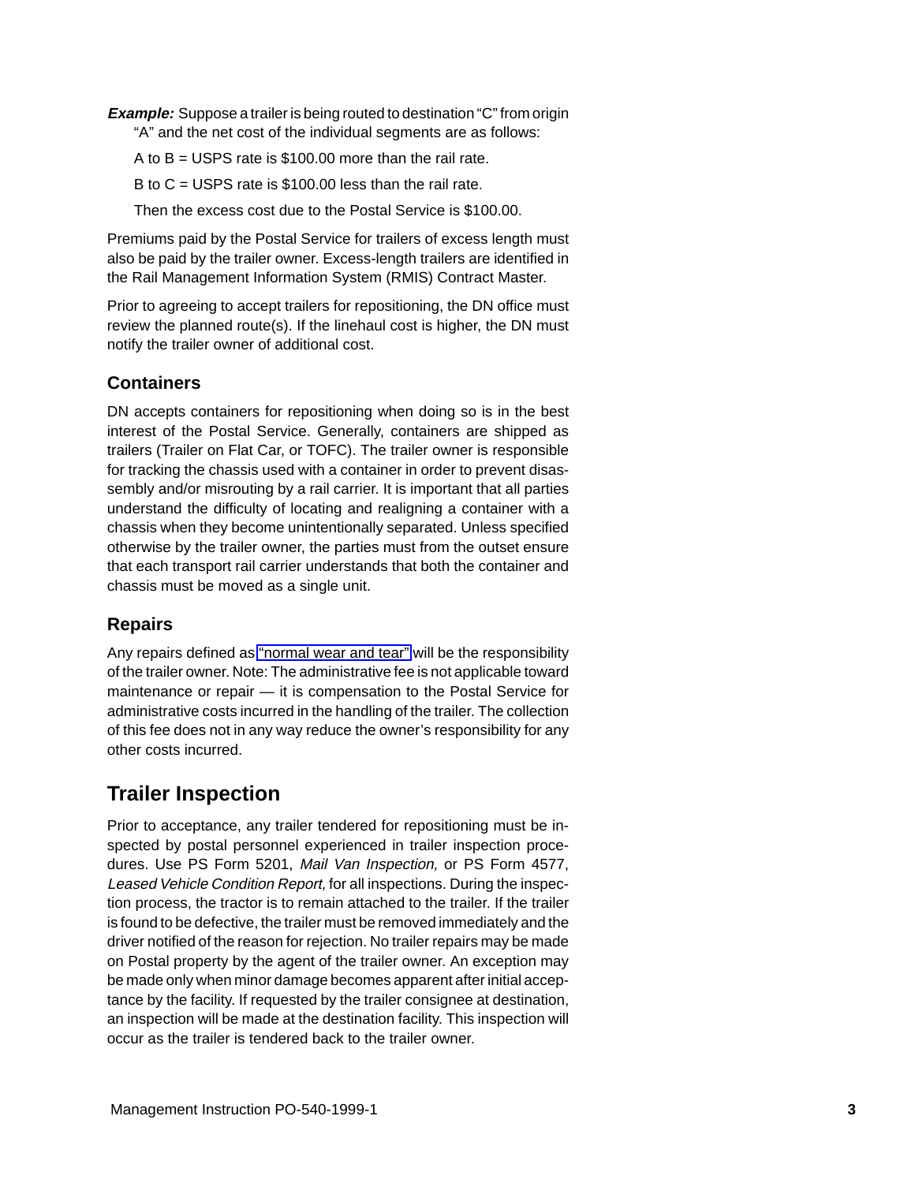***Example:*** Suppose a trailer is being routed to destination "C" from origin "A" and the net cost of the individual segments are as follows:

A to B = USPS rate is $100.00 more than the rail rate.

B to C = USPS rate is $100.00 less than the rail rate.

Then the excess cost due to the Postal Service is $100.00.

Premiums paid by the Postal Service for trailers of excess length must also be paid by the trailer owner. Excess-length trailers are identified in the Rail Management Information System (RMIS) Contract Master.

Prior to agreeing to accept trailers for repositioning, the DN office must review the planned route(s). If the linehaul cost is higher, the DN must notify the trailer owner of additional cost.

### Containers

DN accepts containers for repositioning when doing so is in the best interest of the Postal Service. Generally, containers are shipped as trailers (Trailer on Flat Car, or TOFC). The trailer owner is responsible for tracking the chassis used with a container in order to prevent disassembly and/or misrouting by a rail carrier. It is important that all parties understand the difficulty of locating and realigning a container with a chassis when they become unintentionally separated. Unless specified otherwise by the trailer owner, the parties must from the outset ensure that each transport rail carrier understands that both the container and chassis must be moved as a single unit.

### Repairs

Any repairs defined as "normal wear and tear" will be the responsibility of the trailer owner. Note: The administrative fee is not applicable toward maintenance or repair — it is compensation to the Postal Service for administrative costs incurred in the handling of the trailer. The collection of this fee does not in any way reduce the owner's responsibility for any other costs incurred.

## Trailer Inspection

Prior to acceptance, any trailer tendered for repositioning must be inspected by postal personnel experienced in trailer inspection procedures. Use PS Form 5201, *Mail Van Inspection,* or PS Form 4577, *Leased Vehicle Condition Report,* for all inspections. During the inspection process, the tractor is to remain attached to the trailer. If the trailer is found to be defective, the trailer must be removed immediately and the driver notified of the reason for rejection. No trailer repairs may be made on Postal property by the agent of the trailer owner. An exception may be made only when minor damage becomes apparent after initial acceptance by the facility. If requested by the trailer consignee at destination, an inspection will be made at the destination facility. This inspection will occur as the trailer is tendered back to the trailer owner.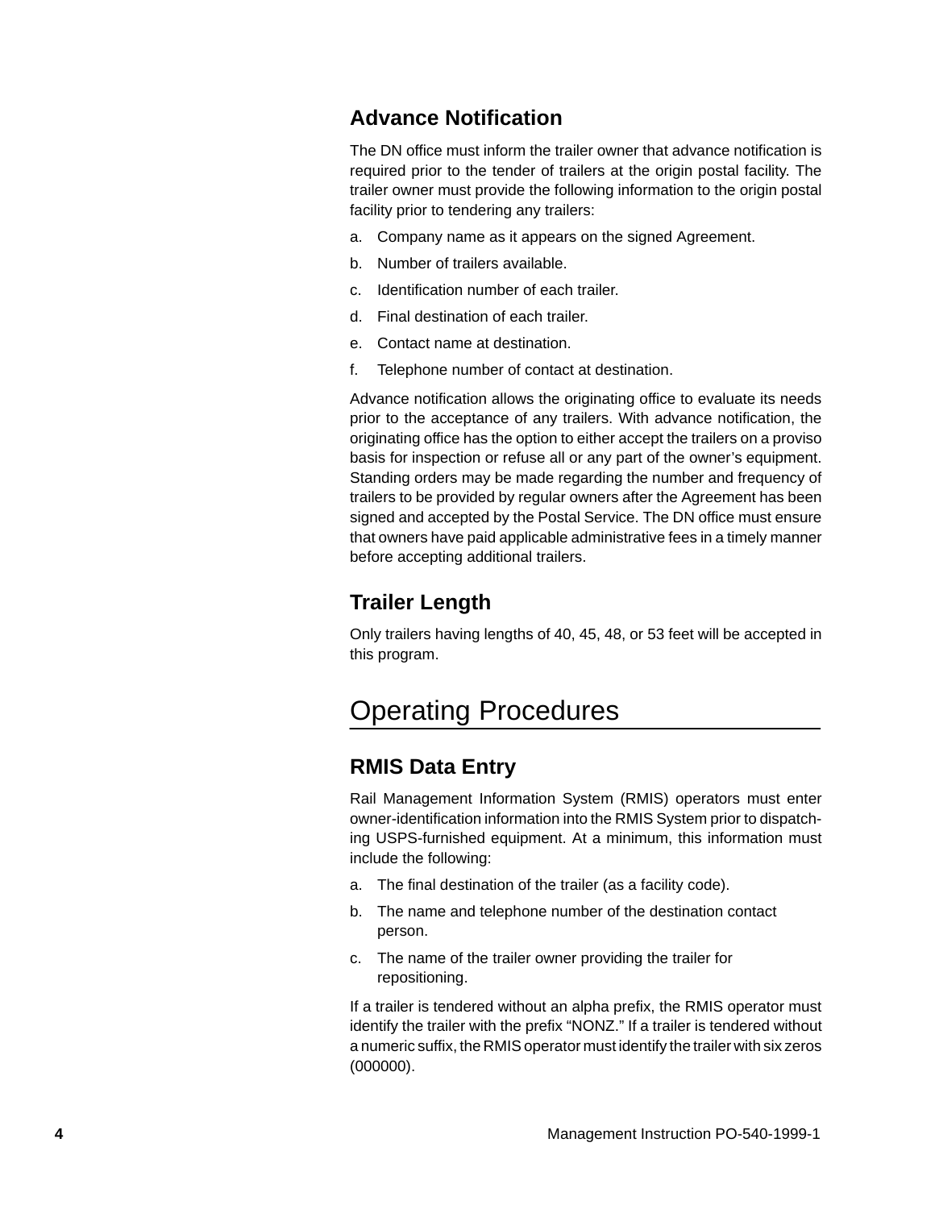### Advance Notification

The DN office must inform the trailer owner that advance notification is required prior to the tender of trailers at the origin postal facility. The trailer owner must provide the following information to the origin postal facility prior to tendering any trailers:

a. Company name as it appears on the signed Agreement.

b. Number of trailers available.

c. Identification number of each trailer.

d. Final destination of each trailer.

e. Contact name at destination.

f. Telephone number of contact at destination.

Advance notification allows the originating office to evaluate its needs prior to the acceptance of any trailers. With advance notification, the originating office has the option to either accept the trailers on a proviso basis for inspection or refuse all or any part of the owner’s equipment. Standing orders may be made regarding the number and frequency of trailers to be provided by regular owners after the Agreement has been signed and accepted by the Postal Service. The DN office must ensure that owners have paid applicable administrative fees in a timely manner before accepting additional trailers.

### Trailer Length

Only trailers having lengths of 40, 45, 48, or 53 feet will be accepted in this program.

## Operating Procedures

### RMIS Data Entry

Rail Management Information System (RMIS) operators must enter owner-identification information into the RMIS System prior to dispatching USPS-furnished equipment. At a minimum, this information must include the following:

a. The final destination of the trailer (as a facility code).

b. The name and telephone number of the destination contact person.

c. The name of the trailer owner providing the trailer for repositioning.

If a trailer is tendered without an alpha prefix, the RMIS operator must identify the trailer with the prefix “NONZ.” If a trailer is tendered without a numeric suffix, the RMIS operator must identify the trailer with six zeros (000000).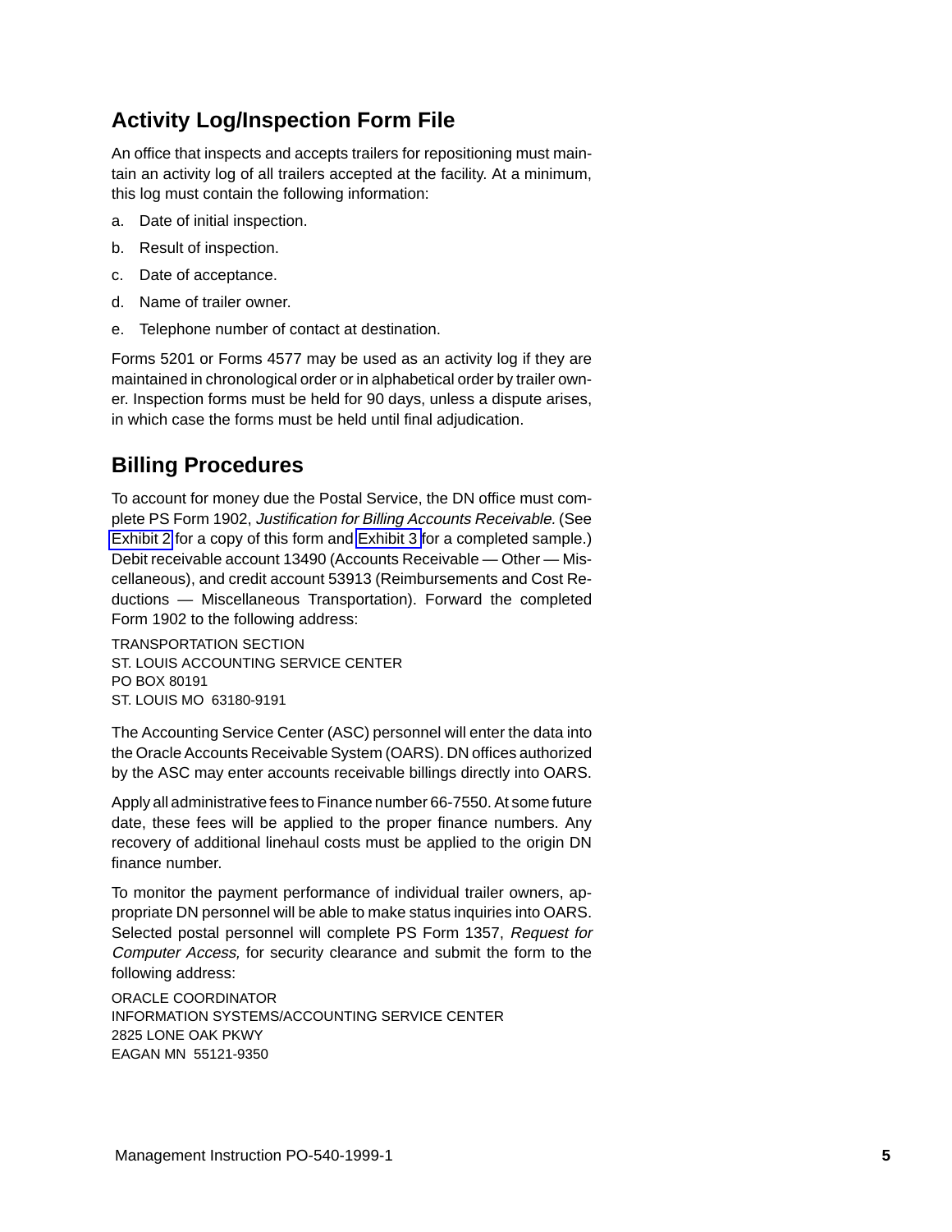## Activity Log/Inspection Form File

An office that inspects and accepts trailers for repositioning must maintain an activity log of all trailers accepted at the facility. At a minimum, this log must contain the following information:

a. Date of initial inspection.

b. Result of inspection.

c. Date of acceptance.

d. Name of trailer owner.

e. Telephone number of contact at destination.

Forms 5201 or Forms 4577 may be used as an activity log if they are maintained in chronological order or in alphabetical order by trailer owner. Inspection forms must be held for 90 days, unless a dispute arises, in which case the forms must be held until final adjudication.

## Billing Procedures

To account for money due the Postal Service, the DN office must complete PS Form 1902, *Justification for Billing Accounts Receivable.* (See Exhibit 2 for a copy of this form and Exhibit 3 for a completed sample.) Debit receivable account 13490 (Accounts Receivable — Other — Miscellaneous), and credit account 53913 (Reimbursements and Cost Reductions — Miscellaneous Transportation). Forward the completed Form 1902 to the following address:

TRANSPORTATION SECTION
ST. LOUIS ACCOUNTING SERVICE CENTER
PO BOX 80191
ST. LOUIS MO 63180-9191

The Accounting Service Center (ASC) personnel will enter the data into the Oracle Accounts Receivable System (OARS). DN offices authorized by the ASC may enter accounts receivable billings directly into OARS.

Apply all administrative fees to Finance number 66-7550. At some future date, these fees will be applied to the proper finance numbers. Any recovery of additional linehaul costs must be applied to the origin DN finance number.

To monitor the payment performance of individual trailer owners, appropriate DN personnel will be able to make status inquiries into OARS. Selected postal personnel will complete PS Form 1357, *Request for Computer Access,* for security clearance and submit the form to the following address:

ORACLE COORDINATOR
INFORMATION SYSTEMS/ACCOUNTING SERVICE CENTER
2825 LONE OAK PKWY
EAGAN MN 55121-9350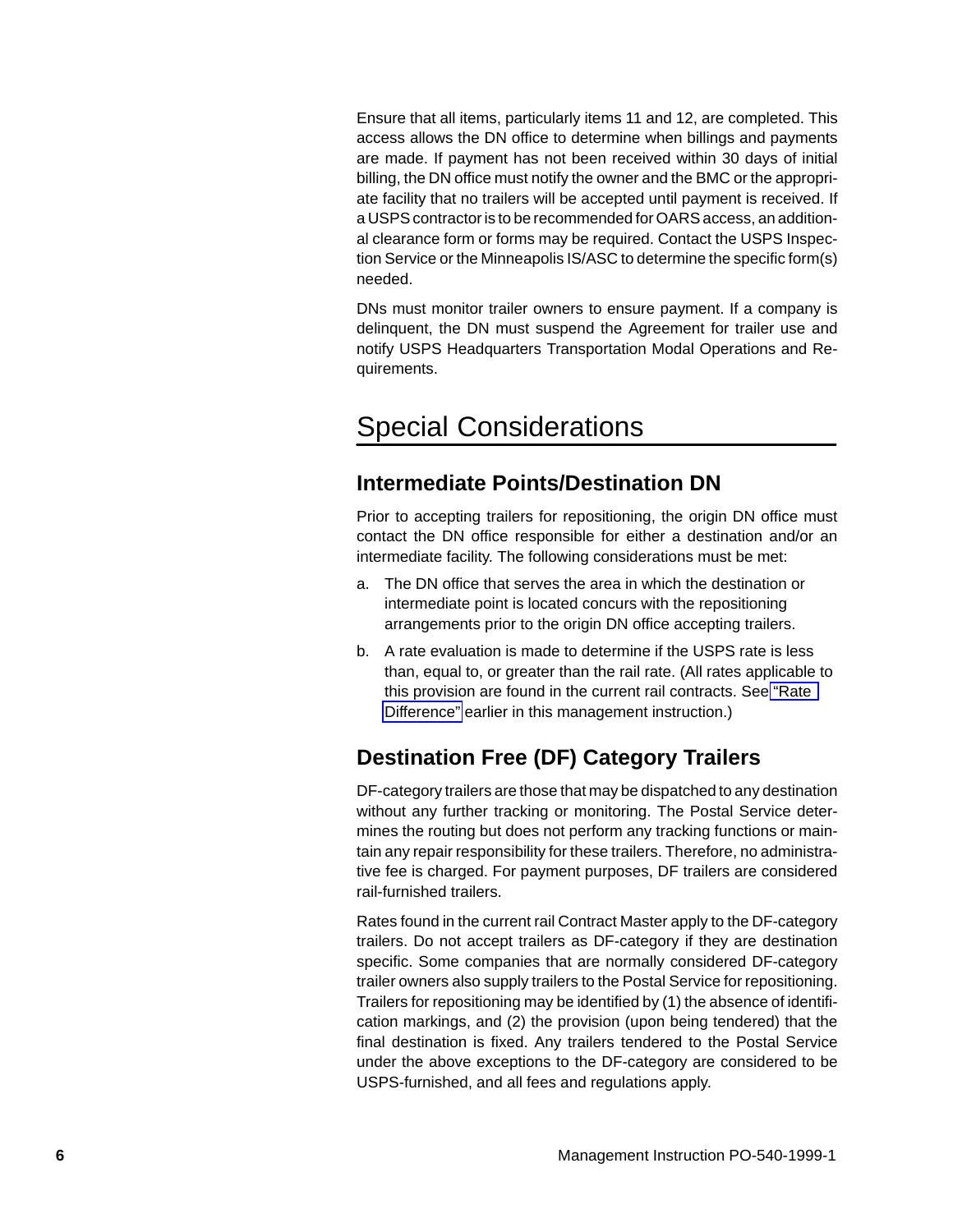Ensure that all items, particularly items 11 and 12, are completed. This access allows the DN office to determine when billings and payments are made. If payment has not been received within 30 days of initial billing, the DN office must notify the owner and the BMC or the appropriate facility that no trailers will be accepted until payment is received. If a USPS contractor is to be recommended for OARS access, an additional clearance form or forms may be required. Contact the USPS Inspection Service or the Minneapolis IS/ASC to determine the specific form(s) needed.

DNs must monitor trailer owners to ensure payment. If a company is delinquent, the DN must suspend the Agreement for trailer use and notify USPS Headquarters Transportation Modal Operations and Requirements.

# Special Considerations

## Intermediate Points/Destination DN

Prior to accepting trailers for repositioning, the origin DN office must contact the DN office responsible for either a destination and/or an intermediate facility. The following considerations must be met:

a. The DN office that serves the area in which the destination or intermediate point is located concurs with the repositioning arrangements prior to the origin DN office accepting trailers.

b. A rate evaluation is made to determine if the USPS rate is less than, equal to, or greater than the rail rate. (All rates applicable to this provision are found in the current rail contracts. See "Rate Difference" earlier in this management instruction.)

## Destination Free (DF) Category Trailers

DF-category trailers are those that may be dispatched to any destination without any further tracking or monitoring. The Postal Service determines the routing but does not perform any tracking functions or maintain any repair responsibility for these trailers. Therefore, no administrative fee is charged. For payment purposes, DF trailers are considered rail-furnished trailers.

Rates found in the current rail Contract Master apply to the DF-category trailers. Do not accept trailers as DF-category if they are destination specific. Some companies that are normally considered DF-category trailer owners also supply trailers to the Postal Service for repositioning. Trailers for repositioning may be identified by (1) the absence of identification markings, and (2) the provision (upon being tendered) that the final destination is fixed. Any trailers tendered to the Postal Service under the above exceptions to the DF-category are considered to be USPS-furnished, and all fees and regulations apply.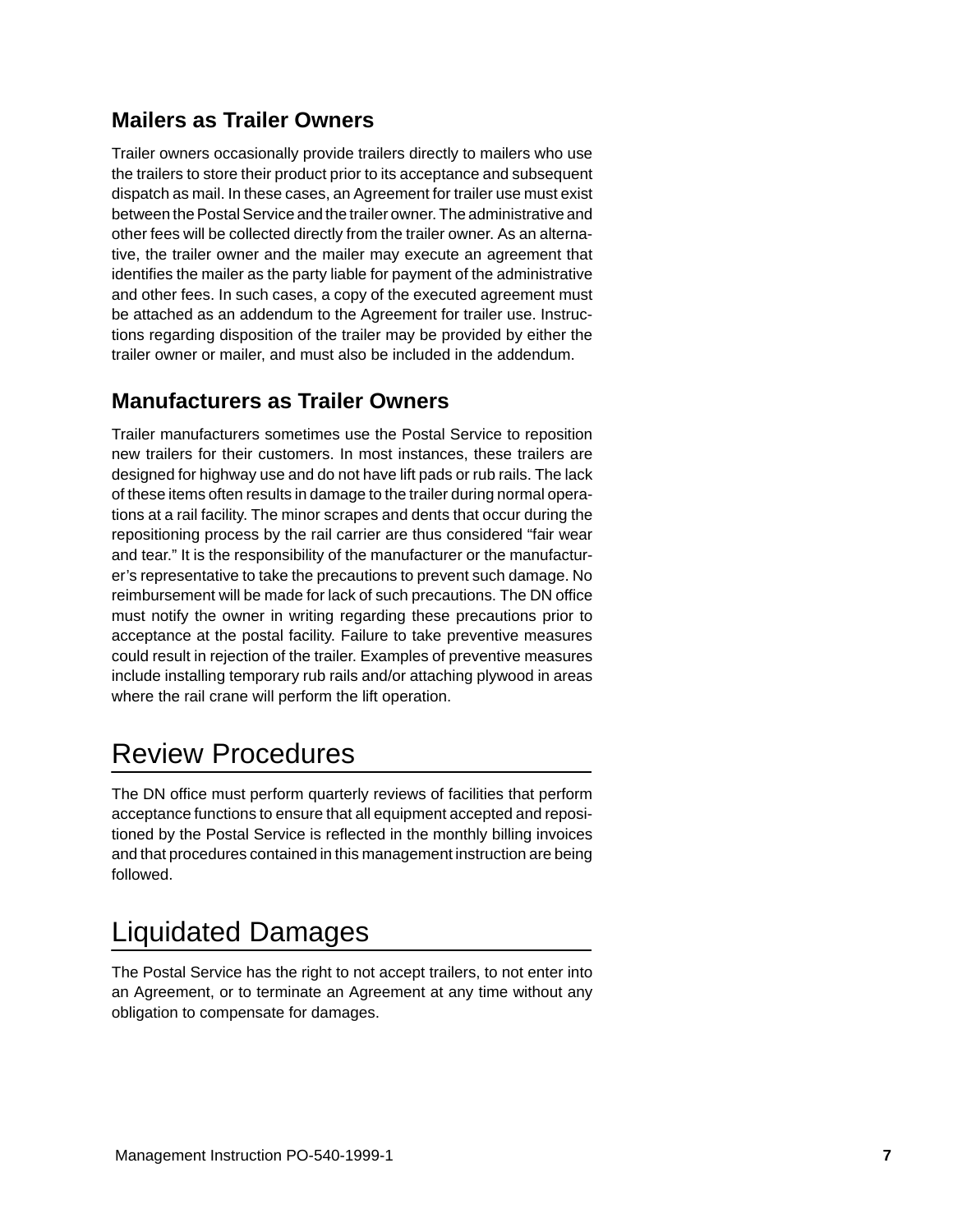### Mailers as Trailer Owners

Trailer owners occasionally provide trailers directly to mailers who use the trailers to store their product prior to its acceptance and subsequent dispatch as mail. In these cases, an Agreement for trailer use must exist between the Postal Service and the trailer owner. The administrative and other fees will be collected directly from the trailer owner. As an alternative, the trailer owner and the mailer may execute an agreement that identifies the mailer as the party liable for payment of the administrative and other fees. In such cases, a copy of the executed agreement must be attached as an addendum to the Agreement for trailer use. Instructions regarding disposition of the trailer may be provided by either the trailer owner or mailer, and must also be included in the addendum.

### Manufacturers as Trailer Owners

Trailer manufacturers sometimes use the Postal Service to reposition new trailers for their customers. In most instances, these trailers are designed for highway use and do not have lift pads or rub rails. The lack of these items often results in damage to the trailer during normal operations at a rail facility. The minor scrapes and dents that occur during the repositioning process by the rail carrier are thus considered "fair wear and tear." It is the responsibility of the manufacturer or the manufacturer's representative to take the precautions to prevent such damage. No reimbursement will be made for lack of such precautions. The DN office must notify the owner in writing regarding these precautions prior to acceptance at the postal facility. Failure to take preventive measures could result in rejection of the trailer. Examples of preventive measures include installing temporary rub rails and/or attaching plywood in areas where the rail crane will perform the lift operation.

## Review Procedures

The DN office must perform quarterly reviews of facilities that perform acceptance functions to ensure that all equipment accepted and repositioned by the Postal Service is reflected in the monthly billing invoices and that procedures contained in this management instruction are being followed.

## Liquidated Damages

The Postal Service has the right to not accept trailers, to not enter into an Agreement, or to terminate an Agreement at any time without any obligation to compensate for damages.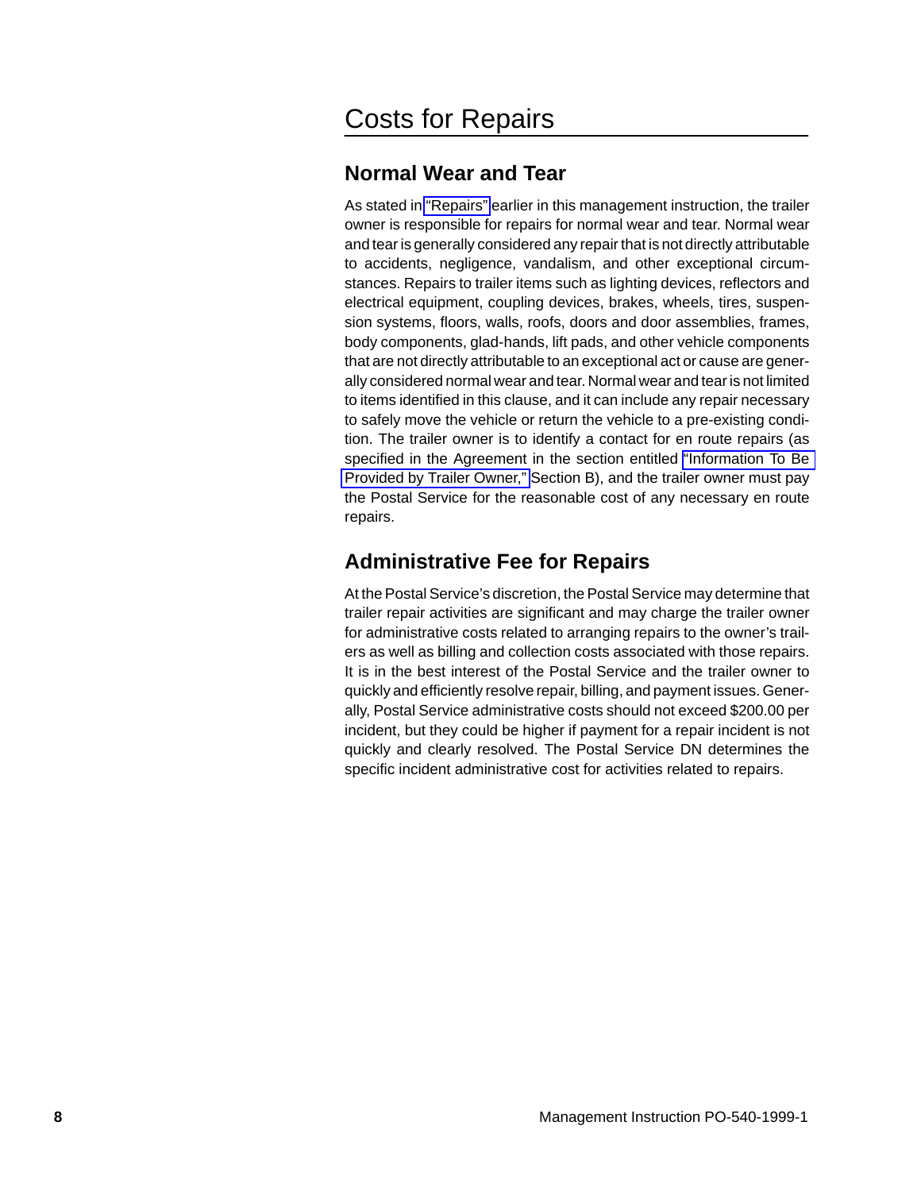# Costs for Repairs

## Normal Wear and Tear

As stated in "Repairs" earlier in this management instruction, the trailer owner is responsible for repairs for normal wear and tear. Normal wear and tear is generally considered any repair that is not directly attributable to accidents, negligence, vandalism, and other exceptional circumstances. Repairs to trailer items such as lighting devices, reflectors and electrical equipment, coupling devices, brakes, wheels, tires, suspension systems, floors, walls, roofs, doors and door assemblies, frames, body components, glad-hands, lift pads, and other vehicle components that are not directly attributable to an exceptional act or cause are generally considered normal wear and tear. Normal wear and tear is not limited to items identified in this clause, and it can include any repair necessary to safely move the vehicle or return the vehicle to a pre-existing condition. The trailer owner is to identify a contact for en route repairs (as specified in the Agreement in the section entitled "Information To Be Provided by Trailer Owner," Section B), and the trailer owner must pay the Postal Service for the reasonable cost of any necessary en route repairs.

## Administrative Fee for Repairs

At the Postal Service's discretion, the Postal Service may determine that trailer repair activities are significant and may charge the trailer owner for administrative costs related to arranging repairs to the owner's trailers as well as billing and collection costs associated with those repairs. It is in the best interest of the Postal Service and the trailer owner to quickly and efficiently resolve repair, billing, and payment issues. Generally, Postal Service administrative costs should not exceed $200.00 per incident, but they could be higher if payment for a repair incident is not quickly and clearly resolved. The Postal Service DN determines the specific incident administrative cost for activities related to repairs.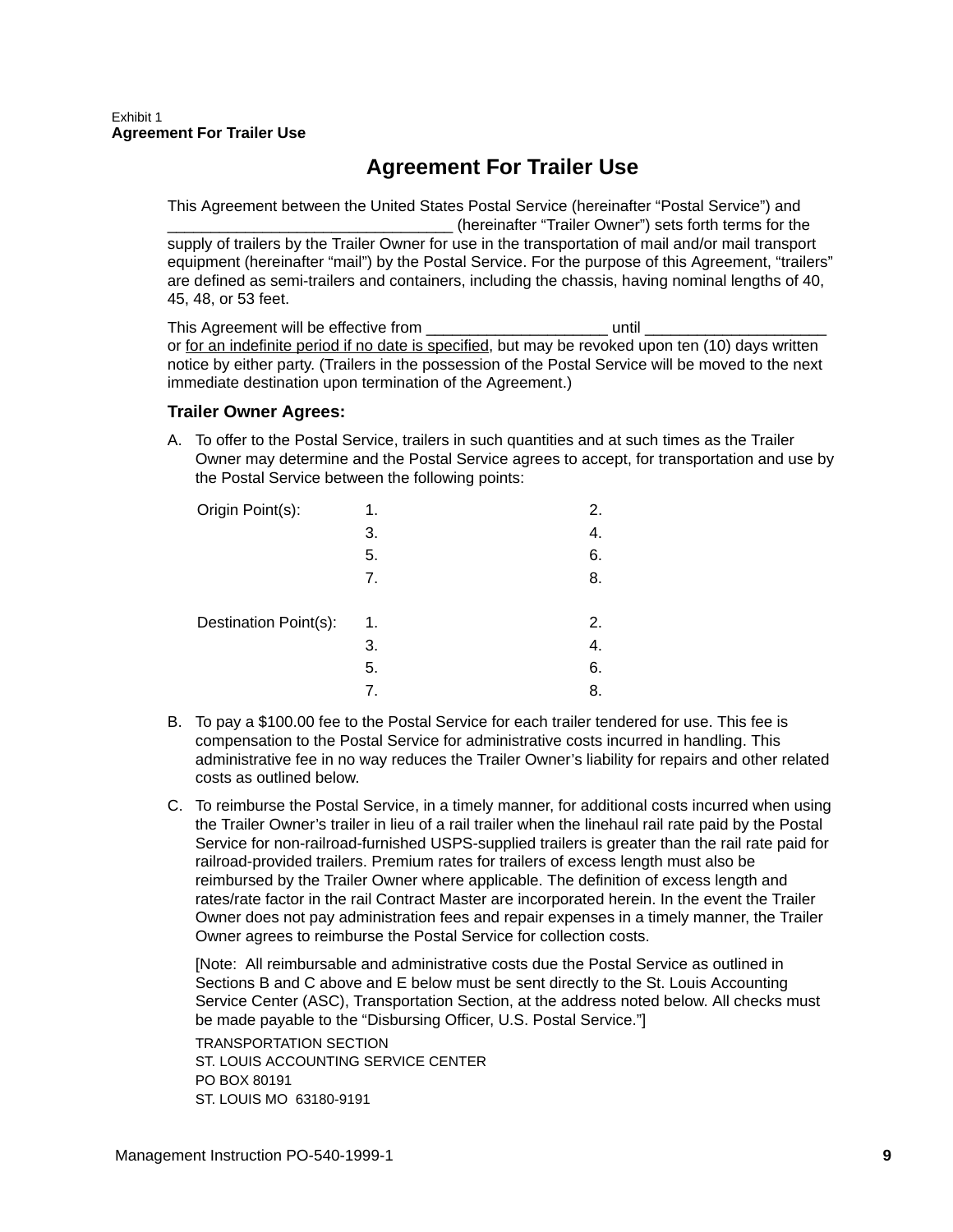Exhibit 1
**Agreement For Trailer Use**

# Agreement For Trailer Use

This Agreement between the United States Postal Service (hereinafter “Postal Service”) and _________________________________ (hereinafter “Trailer Owner”) sets forth terms for the supply of trailers by the Trailer Owner for use in the transportation of mail and/or mail transport equipment (hereinafter “mail”) by the Postal Service. For the purpose of this Agreement, “trailers” are defined as semi-trailers and containers, including the chassis, having nominal lengths of 40, 45, 48, or 53 feet.

This Agreement will be effective from _____________________ until _____________________ or <u>for an indefinite period if no date is specified</u>, but may be revoked upon ten (10) days written notice by either party. (Trailers in the possession of the Postal Service will be moved to the next immediate destination upon termination of the Agreement.)

### Trailer Owner Agrees:

A. To offer to the Postal Service, trailers in such quantities and at such times as the Trailer Owner may determine and the Postal Service agrees to accept, for transportation and use by the Postal Service between the following points:

| | | |
|---|---|---|
| Origin Point(s): | 1. | 2. |
| | 3. | 4. |
| | 5. | 6. |
| | 7. | 8. |
| Destination Point(s): | 1. | 2. |
| | 3. | 4. |
| | 5. | 6. |
| | 7. | 8. |

B. To pay a $100.00 fee to the Postal Service for each trailer tendered for use. This fee is compensation to the Postal Service for administrative costs incurred in handling. This administrative fee in no way reduces the Trailer Owner’s liability for repairs and other related costs as outlined below.

C. To reimburse the Postal Service, in a timely manner, for additional costs incurred when using the Trailer Owner’s trailer in lieu of a rail trailer when the linehaul rail rate paid by the Postal Service for non-railroad-furnished USPS-supplied trailers is greater than the rail rate paid for railroad-provided trailers. Premium rates for trailers of excess length must also be reimbursed by the Trailer Owner where applicable. The definition of excess length and rates/rate factor in the rail Contract Master are incorporated herein. In the event the Trailer Owner does not pay administration fees and repair expenses in a timely manner, the Trailer Owner agrees to reimburse the Postal Service for collection costs.

   [Note: All reimbursable and administrative costs due the Postal Service as outlined in Sections B and C above and E below must be sent directly to the St. Louis Accounting Service Center (ASC), Transportation Section, at the address noted below. All checks must be made payable to the “Disbursing Officer, U.S. Postal Service.”]

   TRANSPORTATION SECTION
   ST. LOUIS ACCOUNTING SERVICE CENTER
   PO BOX 80191
   ST. LOUIS MO 63180-9191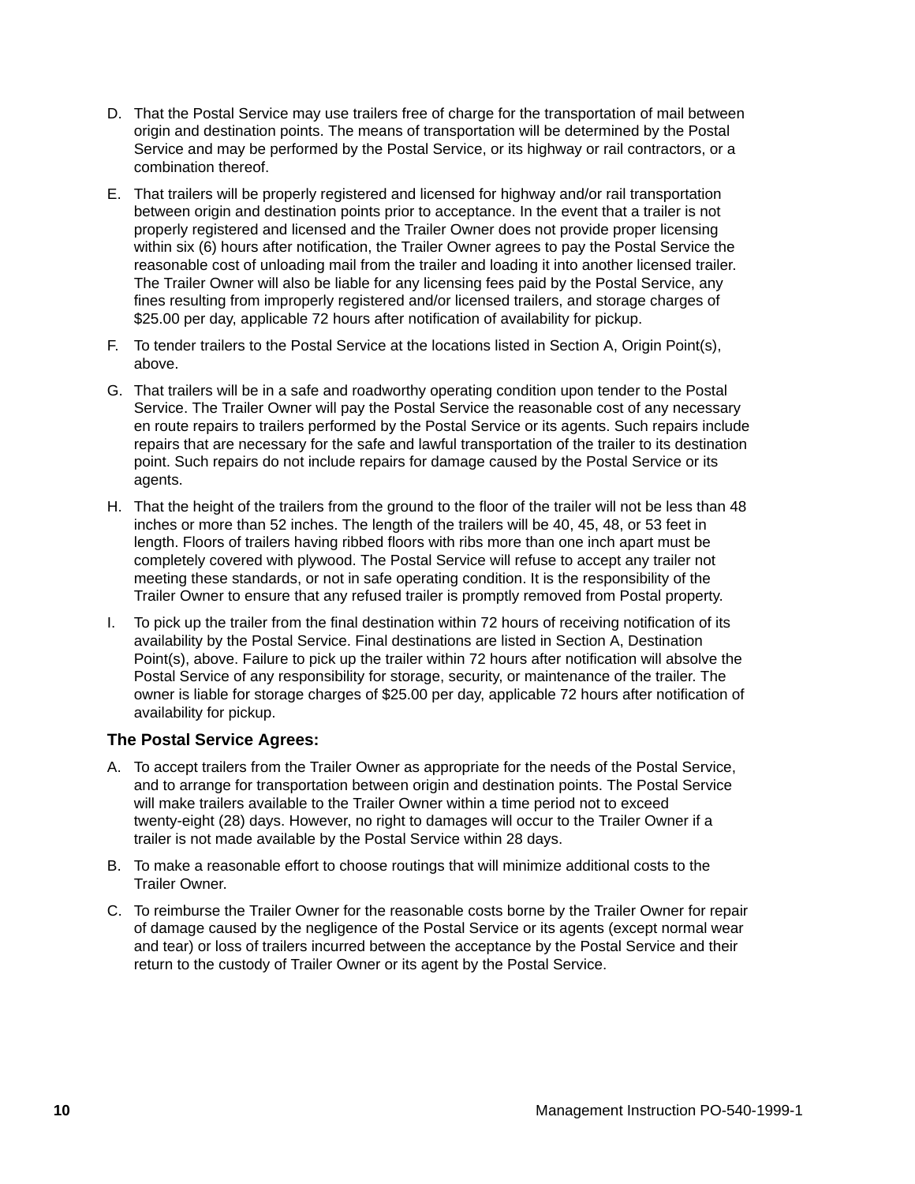D. That the Postal Service may use trailers free of charge for the transportation of mail between origin and destination points. The means of transportation will be determined by the Postal Service and may be performed by the Postal Service, or its highway or rail contractors, or a combination thereof.

E. That trailers will be properly registered and licensed for highway and/or rail transportation between origin and destination points prior to acceptance. In the event that a trailer is not properly registered and licensed and the Trailer Owner does not provide proper licensing within six (6) hours after notification, the Trailer Owner agrees to pay the Postal Service the reasonable cost of unloading mail from the trailer and loading it into another licensed trailer. The Trailer Owner will also be liable for any licensing fees paid by the Postal Service, any fines resulting from improperly registered and/or licensed trailers, and storage charges of $25.00 per day, applicable 72 hours after notification of availability for pickup.

F. To tender trailers to the Postal Service at the locations listed in Section A, Origin Point(s), above.

G. That trailers will be in a safe and roadworthy operating condition upon tender to the Postal Service. The Trailer Owner will pay the Postal Service the reasonable cost of any necessary en route repairs to trailers performed by the Postal Service or its agents. Such repairs include repairs that are necessary for the safe and lawful transportation of the trailer to its destination point. Such repairs do not include repairs for damage caused by the Postal Service or its agents.

H. That the height of the trailers from the ground to the floor of the trailer will not be less than 48 inches or more than 52 inches. The length of the trailers will be 40, 45, 48, or 53 feet in length. Floors of trailers having ribbed floors with ribs more than one inch apart must be completely covered with plywood. The Postal Service will refuse to accept any trailer not meeting these standards, or not in safe operating condition. It is the responsibility of the Trailer Owner to ensure that any refused trailer is promptly removed from Postal property.

I. To pick up the trailer from the final destination within 72 hours of receiving notification of its availability by the Postal Service. Final destinations are listed in Section A, Destination Point(s), above. Failure to pick up the trailer within 72 hours after notification will absolve the Postal Service of any responsibility for storage, security, or maintenance of the trailer. The owner is liable for storage charges of $25.00 per day, applicable 72 hours after notification of availability for pickup.

### The Postal Service Agrees:

A. To accept trailers from the Trailer Owner as appropriate for the needs of the Postal Service, and to arrange for transportation between origin and destination points. The Postal Service will make trailers available to the Trailer Owner within a time period not to exceed twenty-eight (28) days. However, no right to damages will occur to the Trailer Owner if a trailer is not made available by the Postal Service within 28 days.

B. To make a reasonable effort to choose routings that will minimize additional costs to the Trailer Owner.

C. To reimburse the Trailer Owner for the reasonable costs borne by the Trailer Owner for repair of damage caused by the negligence of the Postal Service or its agents (except normal wear and tear) or loss of trailers incurred between the acceptance by the Postal Service and their return to the custody of Trailer Owner or its agent by the Postal Service.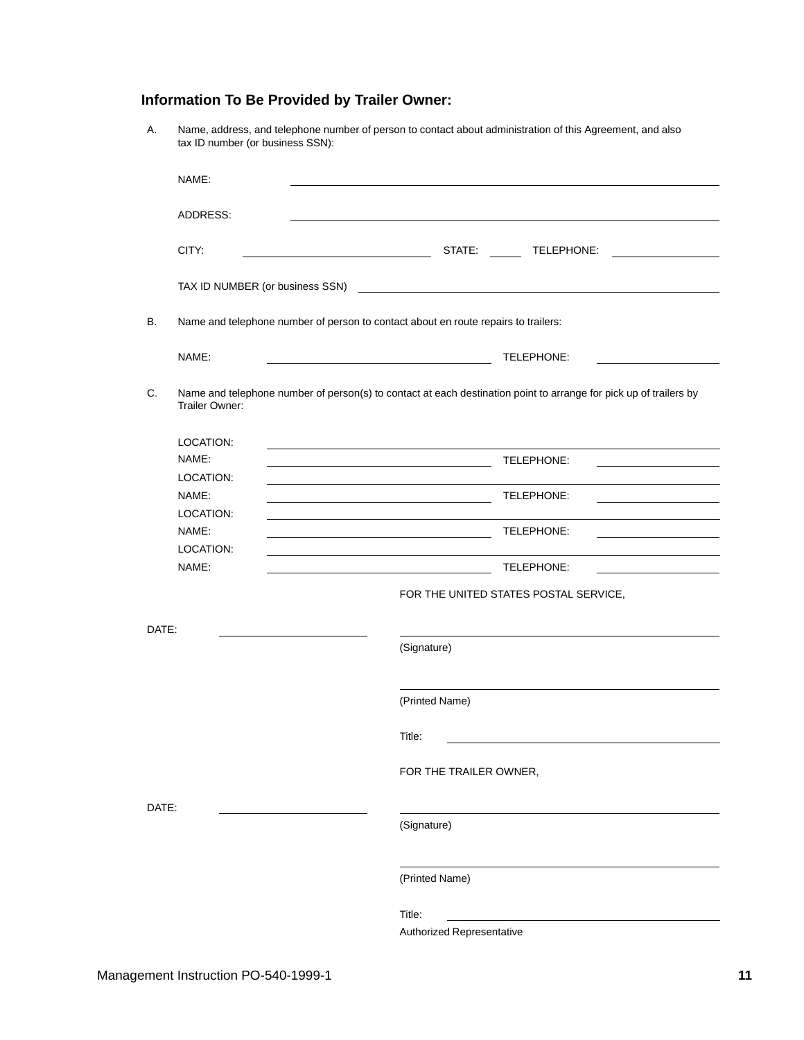### Information To Be Provided by Trailer Owner:

A. Name, address, and telephone number of person to contact about administration of this Agreement, and also tax ID number (or business SSN):

NAME: ______________________________________________

ADDRESS: ______________________________________________

CITY: ____________________ STATE: _____ TELEPHONE: ____________

TAX ID NUMBER (or business SSN) ______________________________________________

B. Name and telephone number of person to contact about en route repairs to trailers:

NAME: ______________________ TELEPHONE: ____________

C. Name and telephone number of person(s) to contact at each destination point to arrange for pick up of trailers by Trailer Owner:

LOCATION: ______________________________________________
NAME: ______________________ TELEPHONE: ____________
LOCATION: ______________________________________________
NAME: ______________________ TELEPHONE: ____________
LOCATION: ______________________________________________
NAME: ______________________ TELEPHONE: ____________
LOCATION: ______________________________________________
NAME: ______________________ TELEPHONE: ____________

FOR THE UNITED STATES POSTAL SERVICE,

DATE: ______________ ______________________________
(Signature)

______________________________
(Printed Name)

Title: ______________________________

FOR THE TRAILER OWNER,

DATE: ______________ ______________________________
(Signature)

______________________________
(Printed Name)

Title: ______________________________
Authorized Representative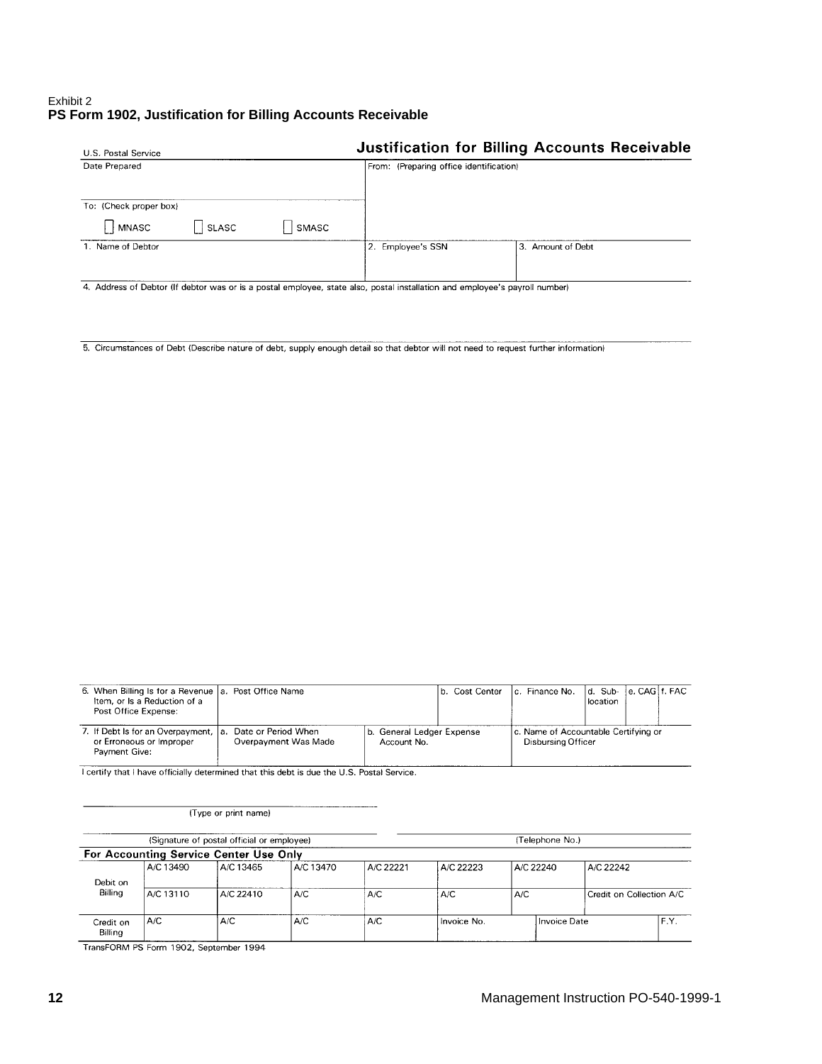Exhibit 2
**PS Form 1902, Justification for Billing Accounts Receivable**

U.S. Postal Service

## Justification for Billing Accounts Receivable

| Date Prepared | From: (Preparing office identification) | |
|---|---|---|
| To: (Check proper box) ☐ MNASC ☐ SLASC ☐ SMASC | | |
| 1. Name of Debtor | 2. Employee's SSN | 3. Amount of Debt |

4. Address of Debtor (If debtor was or is a postal employee, state also, postal installation and employee's payroll number)

5. Circumstances of Debt (Describe nature of debt, supply enough detail so that debtor will not need to request further information)

| 6. When Billing Is for a Revenue Item, or Is a Reduction of a Post Office Expense: | a. Post Office Name | | b. Cost Center | c. Finance No. | d. Sub-location | e. CAG | f. FAC |
|---|---|---|---|---|---|---|---|
| 7. If Debt Is for an Overpayment, or Erroneous or Improper Payment Give: | a. Date or Period When Overpayment Was Made | b. General Ledger Expense Account No. | | c. Name of Accountable Certifying or Disbursing Officer | | | |

I certify that I have officially determined that this debt is due the U.S. Postal Service.

(Type or print name)

(Signature of postal official or employee) (Telephone No.)

**For Accounting Service Center Use Only**

| | | | | | | | | |
|---|---|---|---|---|---|---|---|---|
| Debit on Billing | A/C 13490 | A/C 13465 | A/C 13470 | A/C 22221 | A/C 22223 | A/C 22240 | A/C 22242 | |
| | A/C 13110 | A/C 22410 | A/C | A/C | A/C | A/C | Credit on Collection A/C | |
| Credit on Billing | A/C | A/C | A/C | A/C | Invoice No. | Invoice Date | | F.Y. |

TransFORM PS Form 1902, September 1994

Management Instruction PO-540-1999-1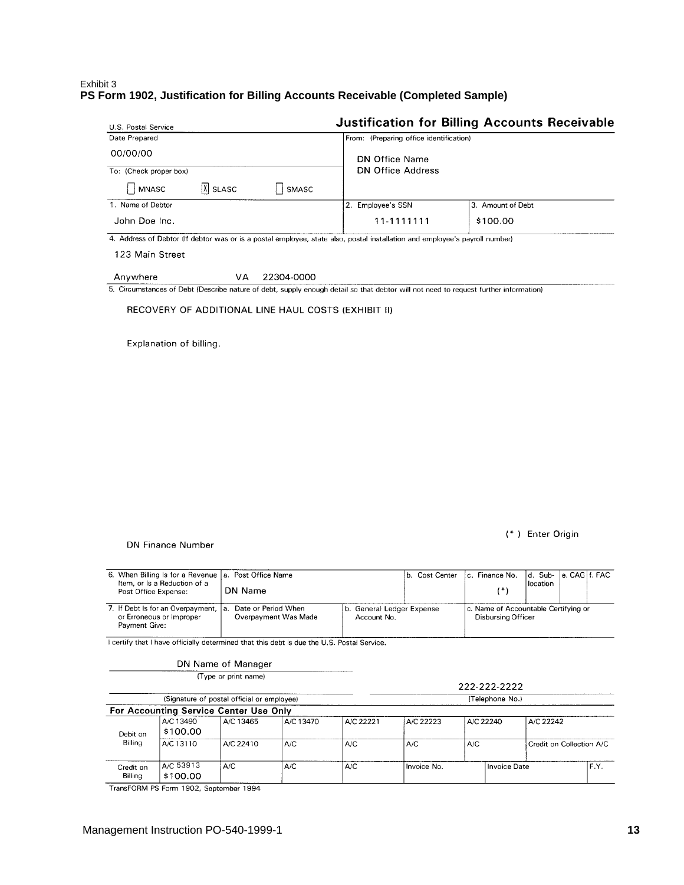Exhibit 3

**PS Form 1902, Justification for Billing Accounts Receivable (Completed Sample)**

U.S. Postal Service

## Justification for Billing Accounts Receivable

| Date Prepared | From: (Preparing office identification) |
|---|---|
| 00/00/00 | DN Office Name<br>DN Office Address |
| To: (Check proper box)<br>☐ MNASC [X] SLASC ☐ SMASC | |

| 1. Name of Debtor | 2. Employee's SSN | 3. Amount of Debt |
|---|---|---|
| John Doe Inc. | 11-1111111 | $100.00 |

4. Address of Debtor (If debtor was or is a postal employee, state also, postal installation and employee's payroll number)

123 Main Street

Anywhere VA 22304-0000

5. Circumstances of Debt (Describe nature of debt, supply enough detail so that debtor will not need to request further information)

RECOVERY OF ADDITIONAL LINE HAUL COSTS (EXHIBIT II)

Explanation of billing.

DN Finance Number

(*) Enter Origin

| 6. When Billing Is for a Revenue Item, or Is a Reduction of a Post Office Expense: | a. Post Office Name<br>DN Name | | b. Cost Center | c. Finance No.<br>(*) | d. Sub-location | e. CAG | f. FAC |
|---|---|---|---|---|---|---|---|
| 7. If Debt Is for an Overpayment, or Erroneous or Improper Payment Give: | a. Date or Period When Overpayment Was Made | b. General Ledger Expense Account No. | | c. Name of Accountable Certifying or Disbursing Officer | | | |

I certify that I have officially determined that this debt is due the U.S. Postal Service.

DN Name of Manager
(Type or print name)

(Signature of postal official or employee)

222-222-2222
(Telephone No.)

**For Accounting Service Center Use Only**

| | | | | | | | |
|---|---|---|---|---|---|---|---|
| Debit on Billing | A/C 13490<br>$100.00 | A/C 13465 | A/C 13470 | A/C 22221 | A/C 22223 | A/C 22240 | A/C 22242 |
| | A/C 13110 | A/C 22410 | A/C | A/C | A/C | A/C | Credit on Collection A/C |
| Credit on Billing | A/C 53913<br>$100.00 | A/C | A/C | A/C | Invoice No. | Invoice Date | F.Y. |

TransFORM PS Form 1902, September 1994